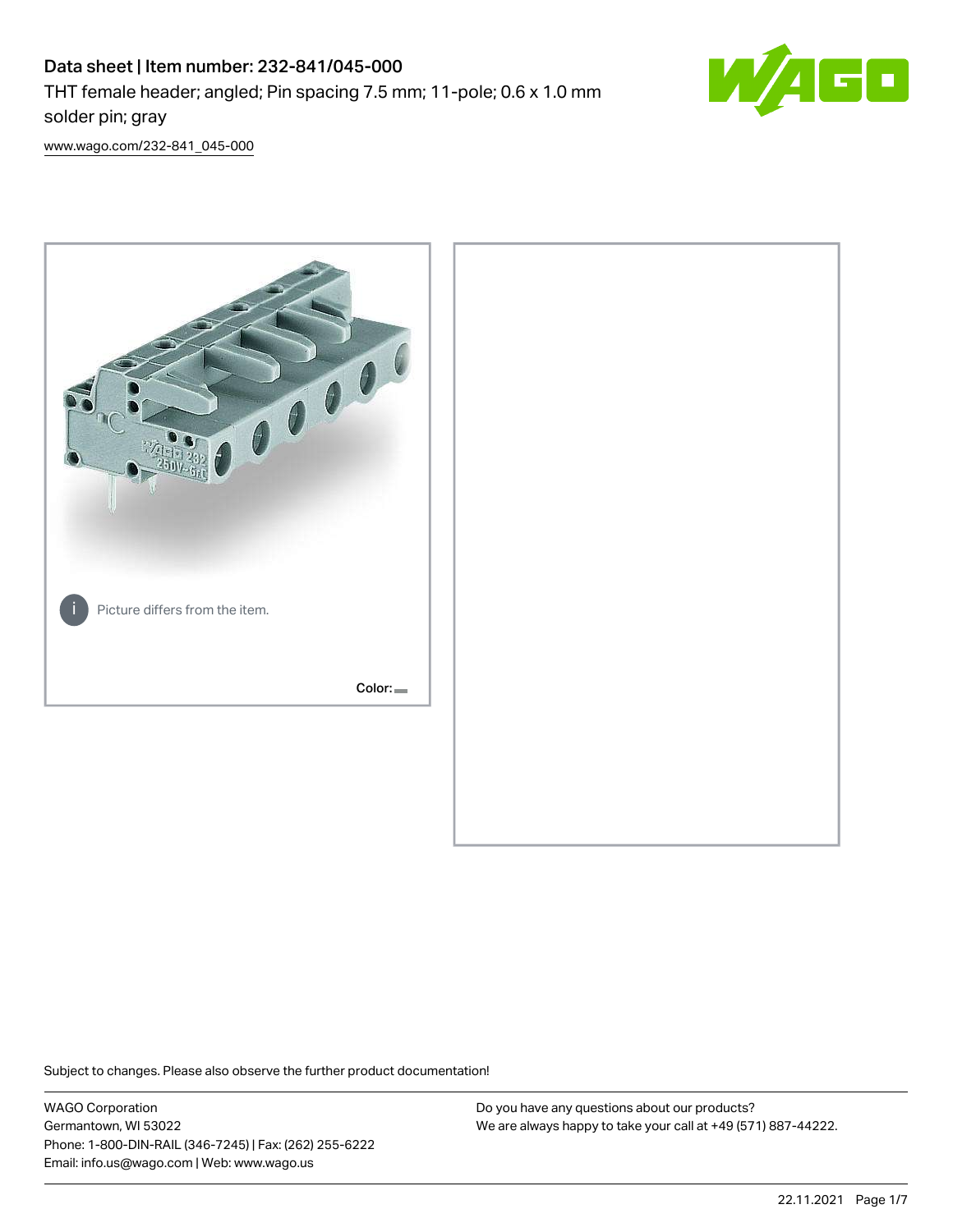# Data sheet | Item number: 232-841/045-000

THT female header; angled; Pin spacing 7.5 mm; 11-pole; 0.6 x 1.0 mm solder pin; gray

www.wago.com/232-841_045-000

Picture differs from the item.

Color:

Subject to changes. Please also observe the further product documentation!

WAGO Corporation
Germantown, WI 53022
Phone: 1-800-DIN-RAIL (346-7245) | Fax: (262) 255-6222
Email: info.us@wago.com | Web: www.wago.us

Do you have any questions about our products?
We are always happy to take your call at +49 (571) 887-44222.

22.11.2021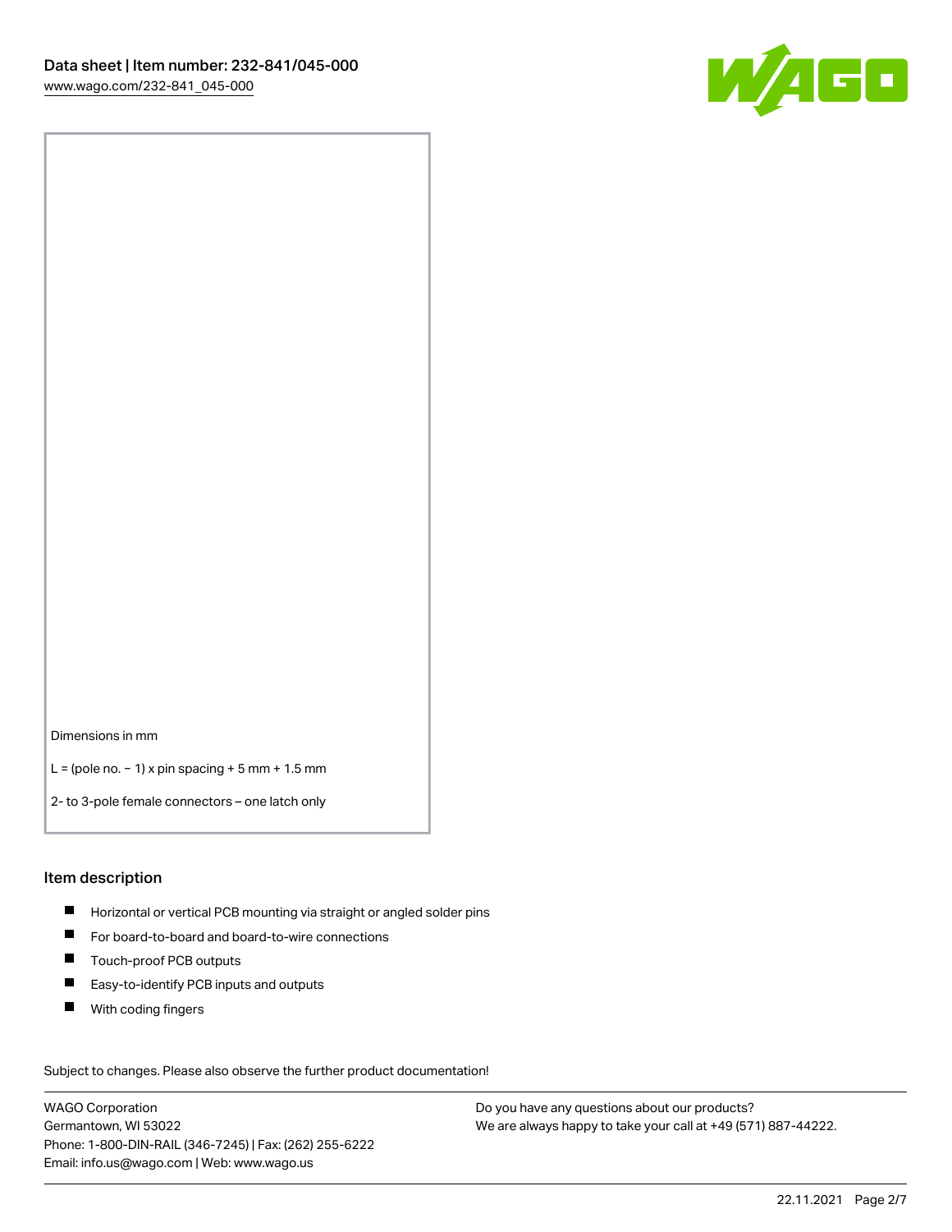Dimensions in mm

L = (pole no. − 1) x pin spacing + 5 mm + 1.5 mm

2- to 3-pole female connectors – one latch only

## Item description

- Horizontal or vertical PCB mounting via straight or angled solder pins
- For board-to-board and board-to-wire connections
- Touch-proof PCB outputs
- Easy-to-identify PCB inputs and outputs
- With coding fingers

Subject to changes. Please also observe the further product documentation!

WAGO Corporation
Germantown, WI 53022
Phone: 1-800-DIN-RAIL (346-7245) | Fax: (262) 255-6222
Email: info.us@wago.com | Web: www.wago.us

Do you have any questions about our products?
We are always happy to take your call at +49 (571) 887-44222.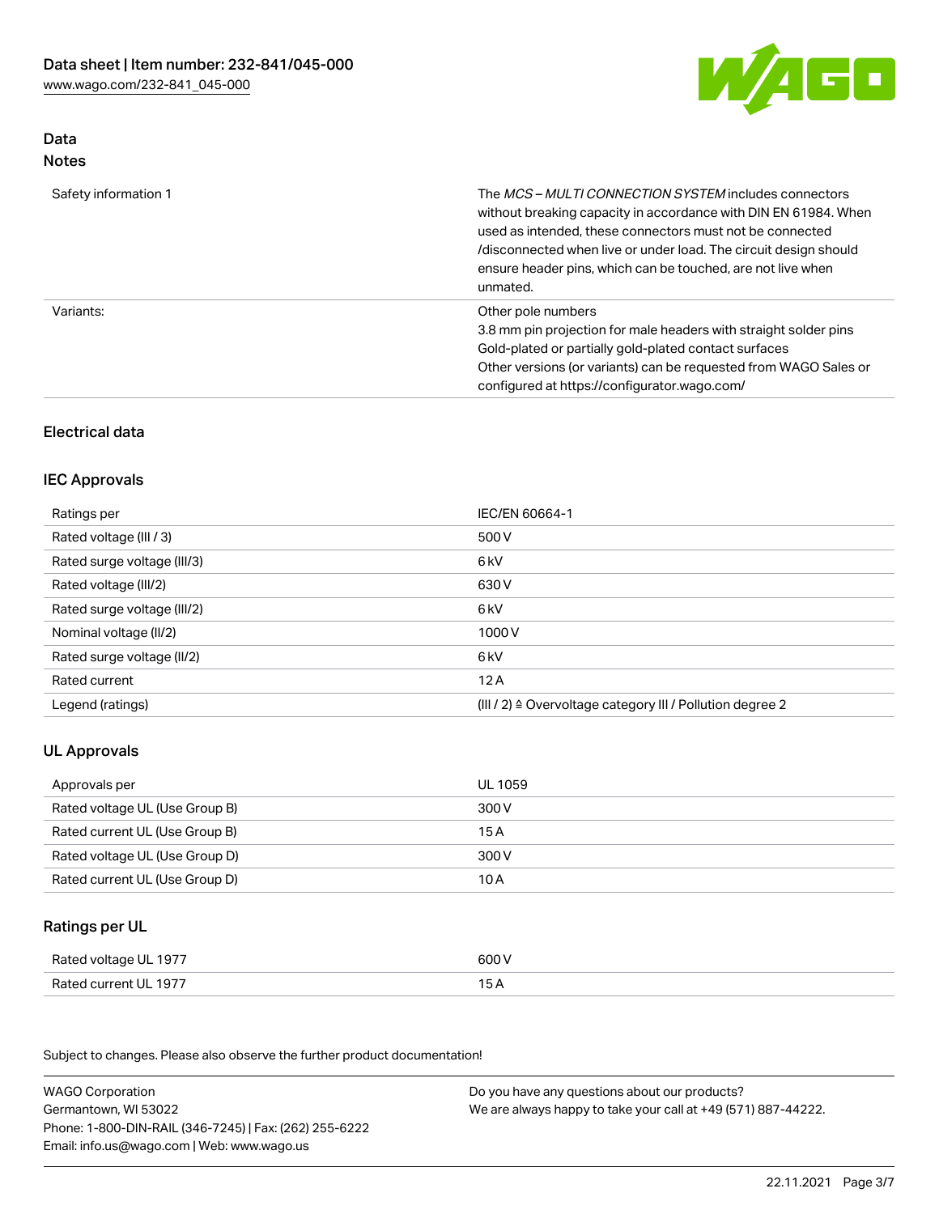## Data
### Notes

| | |
|---|---|
| Safety information 1 | The *MCS – MULTI CONNECTION SYSTEM* includes connectors without breaking capacity in accordance with DIN EN 61984. When used as intended, these connectors must not be connected /disconnected when live or under load. The circuit design should ensure header pins, which can be touched, are not live when unmated. |
| Variants: | Other pole numbers<br>3.8 mm pin projection for male headers with straight solder pins<br>Gold-plated or partially gold-plated contact surfaces<br>Other versions (or variants) can be requested from WAGO Sales or configured at https://configurator.wago.com/ |

## Electrical data

### IEC Approvals

| | |
|---|---|
| Ratings per | IEC/EN 60664-1 |
| Rated voltage (III / 3) | 500 V |
| Rated surge voltage (III/3) | 6 kV |
| Rated voltage (III/2) | 630 V |
| Rated surge voltage (III/2) | 6 kV |
| Nominal voltage (II/2) | 1000 V |
| Rated surge voltage (II/2) | 6 kV |
| Rated current | 12 A |
| Legend (ratings) | (III / 2) ≙ Overvoltage category III / Pollution degree 2 |

### UL Approvals

| | |
|---|---|
| Approvals per | UL 1059 |
| Rated voltage UL (Use Group B) | 300 V |
| Rated current UL (Use Group B) | 15 A |
| Rated voltage UL (Use Group D) | 300 V |
| Rated current UL (Use Group D) | 10 A |

### Ratings per UL

| | |
|---|---|
| Rated voltage UL 1977 | 600 V |
| Rated current UL 1977 | 15 A |

Subject to changes. Please also observe the further product documentation!

WAGO Corporation
Germantown, WI 53022
Phone: 1-800-DIN-RAIL (346-7245) | Fax: (262) 255-6222
Email: info.us@wago.com | Web: www.wago.us

Do you have any questions about our products?
We are always happy to take your call at +49 (571) 887-44222.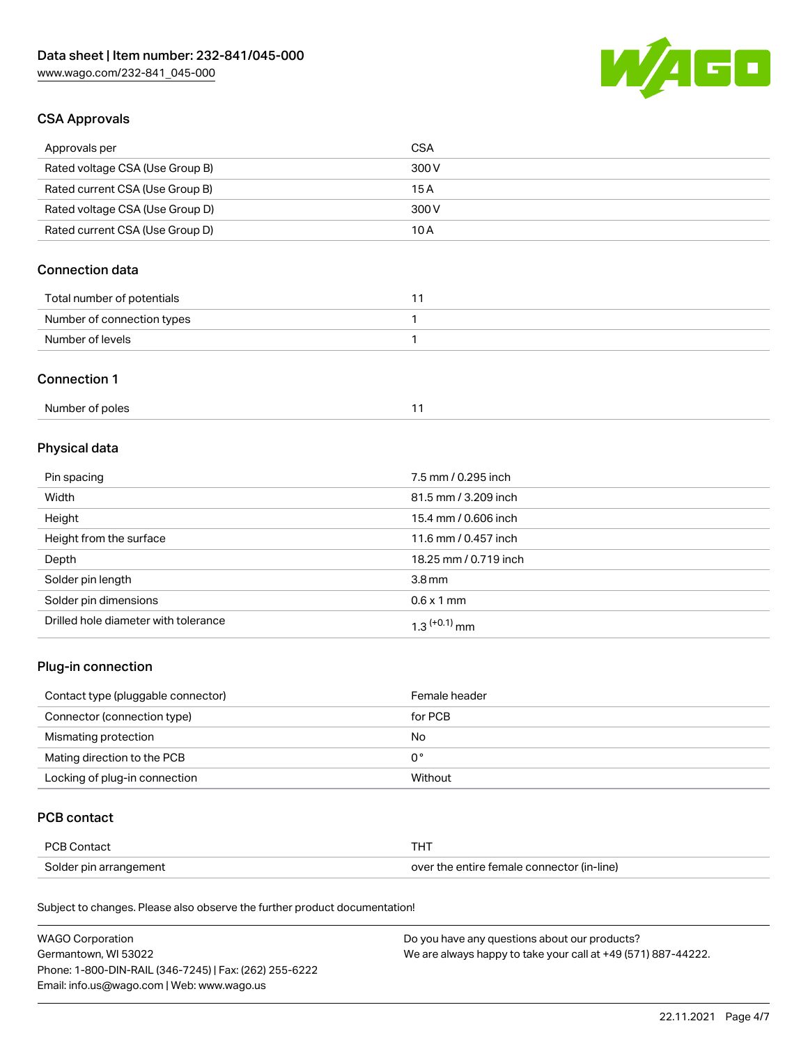## CSA Approvals

| Approvals per | CSA |
| --- | --- |
| Rated voltage CSA (Use Group B) | 300 V |
| Rated current CSA (Use Group B) | 15 A |
| Rated voltage CSA (Use Group D) | 300 V |
| Rated current CSA (Use Group D) | 10 A |

## Connection data

| Total number of potentials | 11 |
| --- | --- |
| Number of connection types | 1 |
| Number of levels | 1 |

## Connection 1

| Number of poles | 11 |
| --- | --- |

## Physical data

| Pin spacing | 7.5 mm / 0.295 inch |
| --- | --- |
| Width | 81.5 mm / 3.209 inch |
| Height | 15.4 mm / 0.606 inch |
| Height from the surface | 11.6 mm / 0.457 inch |
| Depth | 18.25 mm / 0.719 inch |
| Solder pin length | 3.8 mm |
| Solder pin dimensions | 0.6 x 1 mm |
| Drilled hole diameter with tolerance | $1.3^{(+0.1)}$ mm |

## Plug-in connection

| Contact type (pluggable connector) | Female header |
| --- | --- |
| Connector (connection type) | for PCB |
| Mismating protection | No |
| Mating direction to the PCB | 0 ° |
| Locking of plug-in connection | Without |

## PCB contact

| PCB Contact | THT |
| --- | --- |
| Solder pin arrangement | over the entire female connector (in-line) |

Subject to changes. Please also observe the further product documentation!

WAGO Corporation
Germantown, WI 53022
Phone: 1-800-DIN-RAIL (346-7245) | Fax: (262) 255-6222
Email: info.us@wago.com | Web: www.wago.us

Do you have any questions about our products?
We are always happy to take your call at +49 (571) 887-44222.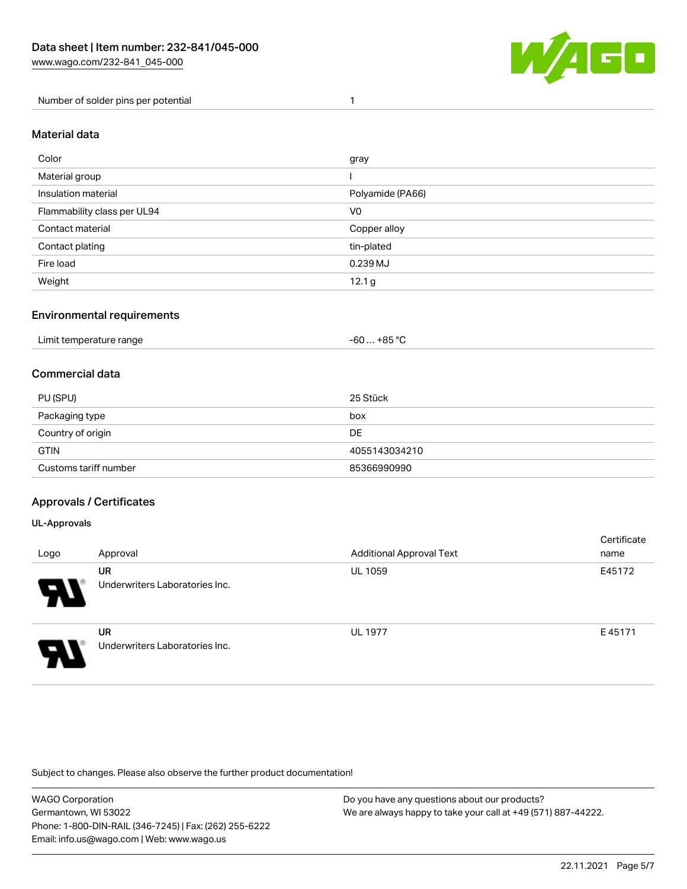| Number of solder pins per potential | 1 |
| --- | --- |

## Material data

| Color | gray |
| --- | --- |
| Material group | I |
| Insulation material | Polyamide (PA66) |
| Flammability class per UL94 | V0 |
| Contact material | Copper alloy |
| Contact plating | tin-plated |
| Fire load | 0.239 MJ |
| Weight | 12.1 g |

## Environmental requirements

| Limit temperature range | -60 … +85 °C |
| --- | --- |

## Commercial data

| PU (SPU) | 25 Stück |
| --- | --- |
| Packaging type | box |
| Country of origin | DE |
| GTIN | 4055143034210 |
| Customs tariff number | 85366990990 |

## Approvals / Certificates

### UL-Approvals

| Logo | Approval | Additional Approval Text | Certificate name |
| --- | --- | --- | --- |
| | **UR** Underwriters Laboratories Inc. | UL 1059 | E45172 |
| | **UR** Underwriters Laboratories Inc. | UL 1977 | E 45171 |

Subject to changes. Please also observe the further product documentation!

WAGO Corporation
Germantown, WI 53022
Phone: 1-800-DIN-RAIL (346-7245) | Fax: (262) 255-6222
Email: info.us@wago.com | Web: www.wago.us

Do you have any questions about our products?
We are always happy to take your call at +49 (571) 887-44222.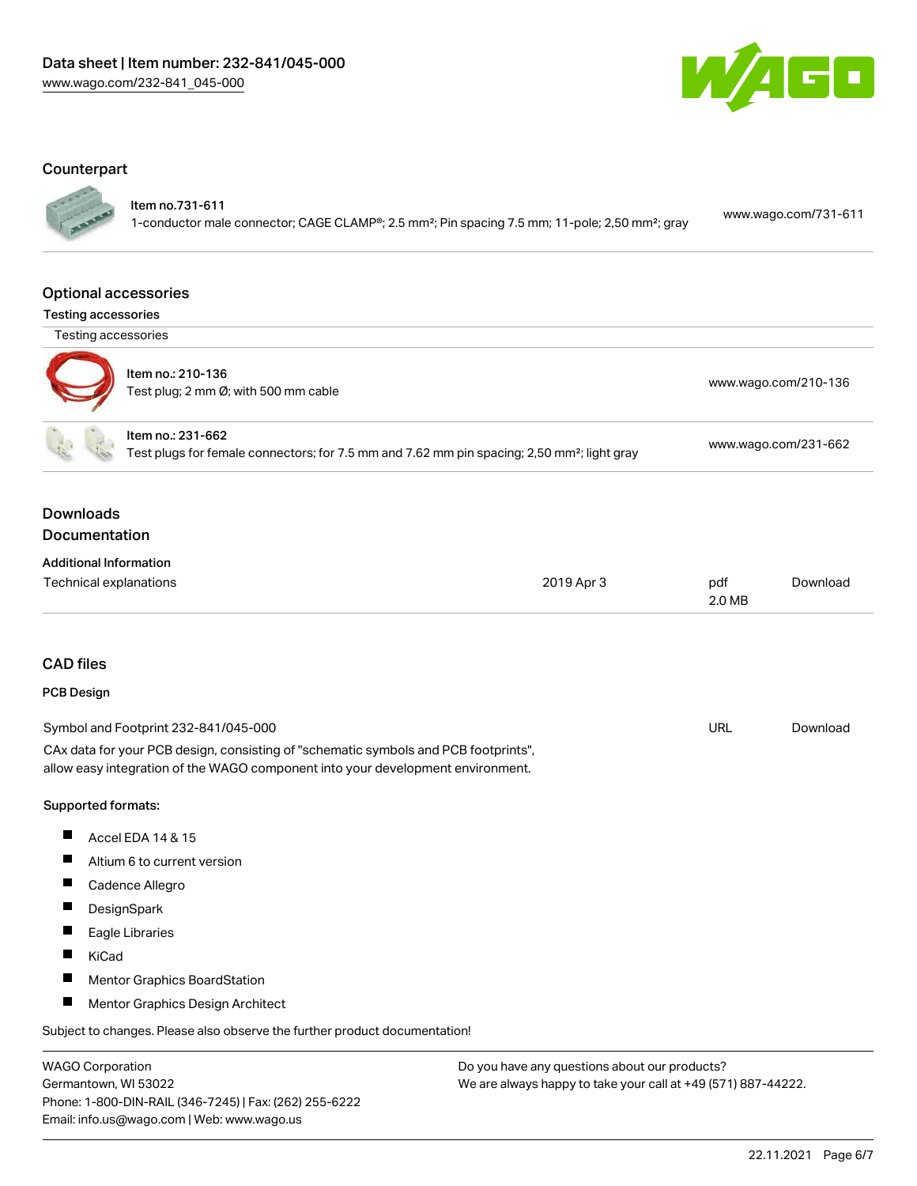## Counterpart

| | | |
|---|---|---|
| Item no.731-611<br>1-conductor male connector; CAGE CLAMP®; 2.5 mm²; Pin spacing 7.5 mm; 11-pole; 2,50 mm²; gray | | www.wago.com/731-611 |

## Optional accessories

### Testing accessories

Testing accessories

| | |
|---|---|
| Item no.: 210-136<br>Test plug; 2 mm Ø; with 500 mm cable | www.wago.com/210-136 |
| Item no.: 231-662<br>Test plugs for female connectors; for 7.5 mm and 7.62 mm pin spacing; 2,50 mm²; light gray | www.wago.com/231-662 |

## Downloads

## Documentation

### Additional Information

| | | | |
|---|---|---|---|
| Technical explanations | 2019 Apr 3 | pdf<br>2.0 MB | Download |

## CAD files

### PCB Design

| | | |
|---|---|---|
| Symbol and Footprint 232-841/045-000 | URL | Download |

CAx data for your PCB design, consisting of "schematic symbols and PCB footprints", allow easy integration of the WAGO component into your development environment.

**Supported formats:**

- Accel EDA 14 & 15
- Altium 6 to current version
- Cadence Allegro
- DesignSpark
- Eagle Libraries
- KiCad
- Mentor Graphics BoardStation
- Mentor Graphics Design Architect

Subject to changes. Please also observe the further product documentation!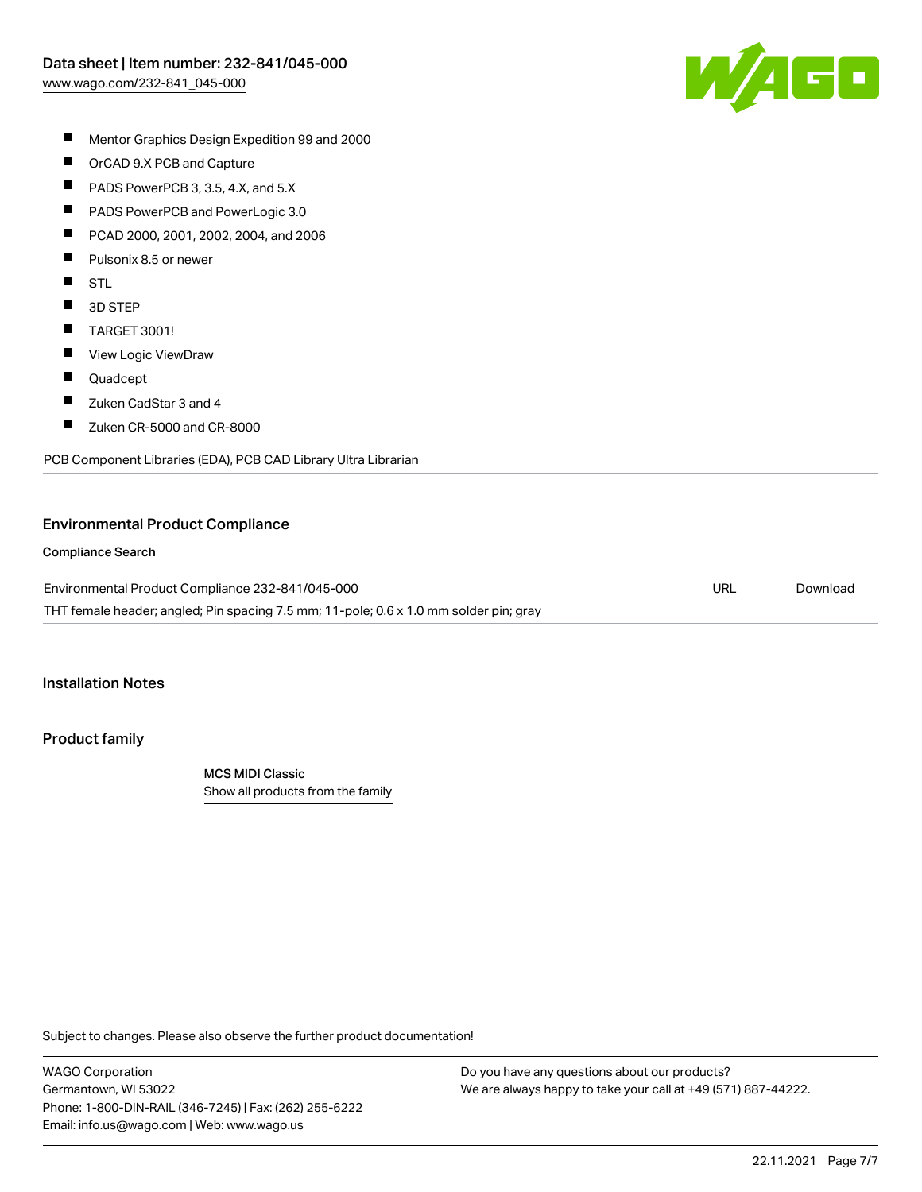- Mentor Graphics Design Expedition 99 and 2000
- OrCAD 9.X PCB and Capture
- PADS PowerPCB 3, 3.5, 4.X, and 5.X
- PADS PowerPCB and PowerLogic 3.0
- PCAD 2000, 2001, 2002, 2004, and 2006
- Pulsonix 8.5 or newer
- STL
- 3D STEP
- TARGET 3001!
- View Logic ViewDraw
- Quadcept
- Zuken CadStar 3 and 4
- Zuken CR-5000 and CR-8000

PCB Component Libraries (EDA), PCB CAD Library Ultra Librarian

## Environmental Product Compliance

**Compliance Search**

| | | |
|---|---|---|
| Environmental Product Compliance 232-841/045-000<br>THT female header; angled; Pin spacing 7.5 mm; 11-pole; 0.6 x 1.0 mm solder pin; gray | URL | Download |

## Installation Notes

## Product family

**MCS MIDI Classic**
Show all products from the family

Subject to changes. Please also observe the further product documentation!

WAGO Corporation
Germantown, WI 53022
Phone: 1-800-DIN-RAIL (346-7245) | Fax: (262) 255-6222
Email: info.us@wago.com | Web: www.wago.us

Do you have any questions about our products?
We are always happy to take your call at +49 (571) 887-44222.